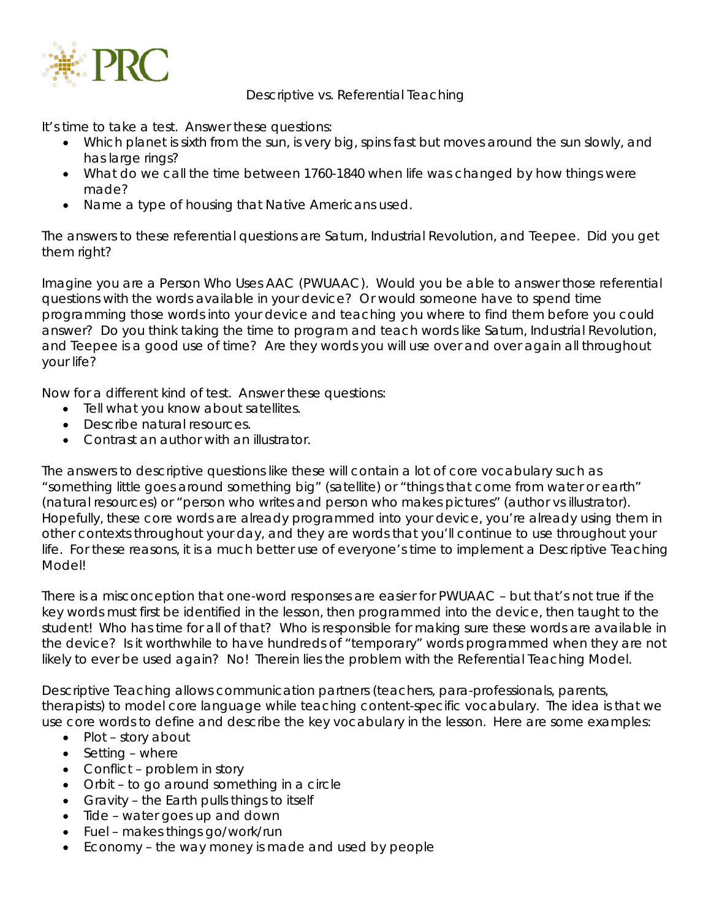# Descriptive vs. Referential Teaching

It's time to take a test. Answer these questions:

- Which planet is sixth from the sun, is very big, spins fast but moves around the sun slowly, and has large rings?
- What do we call the time between 1760-1840 when life was changed by how things were made?
- Name a type of housing that Native Americans used.

The answers to these referential questions are Saturn, Industrial Revolution, and Teepee. Did you get them right?

Imagine you are a Person Who Uses AAC (PWUAAC). Would you be able to answer those referential questions with the words available in your device? Or would someone have to spend time programming those words into your device and teaching you where to find them before you could answer? Do you think taking the time to program and teach words like Saturn, Industrial Revolution, and Teepee is a good use of time? Are they words you will use over and over again all throughout your life?

Now for a different kind of test. Answer these questions:

- Tell what you know about satellites.
- Describe natural resources.
- Contrast an author with an illustrator.

The answers to descriptive questions like these will contain a lot of core vocabulary such as "something little goes around something big" (satellite) or "things that come from water or earth" (natural resources) or "person who writes and person who makes pictures" (author vs illustrator). Hopefully, these core words are already programmed into your device, you're already using them in other contexts throughout your day, and they are words that you'll continue to use throughout your life. For these reasons, it is a much better use of everyone's time to implement a Descriptive Teaching Model!

There is a misconception that one-word responses are easier for PWUAAC – but that's not true if the key words must first be identified in the lesson, then programmed into the device, then taught to the student! Who has time for all of that? Who is responsible for making sure these words are available in the device? Is it worthwhile to have hundreds of "temporary" words programmed when they are not likely to ever be used again? No! Therein lies the problem with the Referential Teaching Model.

Descriptive Teaching allows communication partners (teachers, para-professionals, parents, therapists) to model core language while teaching content-specific vocabulary. The idea is that we use core words to define and describe the key vocabulary in the lesson. Here are some examples:

- Plot – story about
- Setting – where
- Conflict – problem in story
- Orbit – to go around something in a circle
- Gravity – the Earth pulls things to itself
- Tide – water goes up and down
- Fuel – makes things go/work/run
- Economy – the way money is made and used by people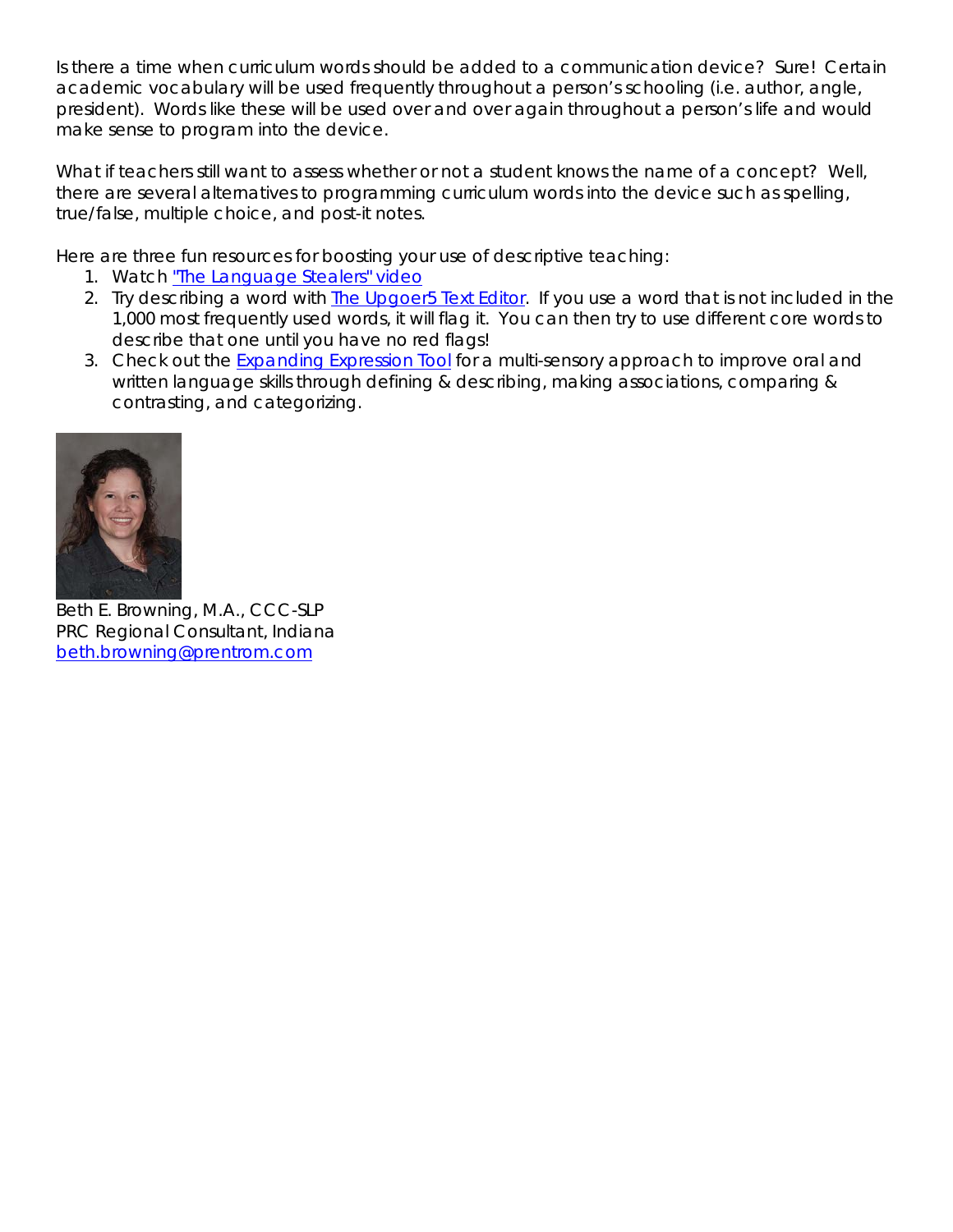Is there a time when curriculum words should be added to a communication device? Sure! Certain academic vocabulary will be used frequently throughout a person's schooling (i.e. author, angle, president). Words like these will be used over and over again throughout a person's life and would make sense to program into the device.

What if teachers still want to assess whether or not a student knows the name of a concept? Well, there are several alternatives to programming curriculum words into the device such as spelling, true/false, multiple choice, and post-it notes.

Here are three fun resources for boosting your use of descriptive teaching:

1. Watch "The Language Stealers" video
2. Try describing a word with The Upgoer5 Text Editor. If you use a word that is not included in the 1,000 most frequently used words, it will flag it. You can then try to use different core words to describe that one until you have no red flags!
3. Check out the Expanding Expression Tool for a multi-sensory approach to improve oral and written language skills through defining & describing, making associations, comparing & contrasting, and categorizing.

Beth E. Browning, M.A., CCC-SLP
PRC Regional Consultant, Indiana
beth.browning@prentrom.com